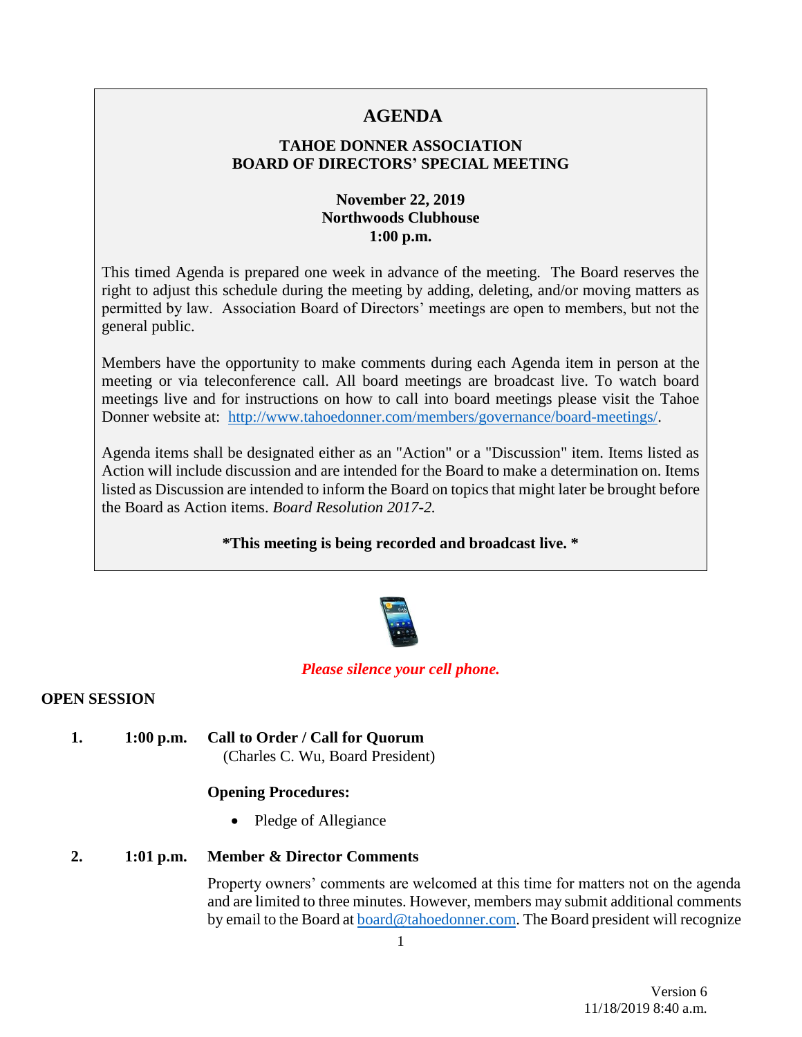# AGENDA

**TAHOE DONNER ASSOCIATION**
**BOARD OF DIRECTORS' SPECIAL MEETING**

**November 22, 2019**
**Northwoods Clubhouse**
**1:00 p.m.**

This timed Agenda is prepared one week in advance of the meeting. The Board reserves the right to adjust this schedule during the meeting by adding, deleting, and/or moving matters as permitted by law. Association Board of Directors' meetings are open to members, but not the general public.

Members have the opportunity to make comments during each Agenda item in person at the meeting or via teleconference call. All board meetings are broadcast live. To watch board meetings live and for instructions on how to call into board meetings please visit the Tahoe Donner website at: [http://www.tahoedonner.com/members/governance/board-meetings/](http://www.tahoedonner.com/members/governance/board-meetings/).

Agenda items shall be designated either as an "Action" or a "Discussion" item. Items listed as Action will include discussion and are intended for the Board to make a determination on. Items listed as Discussion are intended to inform the Board on topics that might later be brought before the Board as Action items. *Board Resolution 2017-2.*

**\*This meeting is being recorded and broadcast live. \***

*Please silence your cell phone.*

**OPEN SESSION**

1. **1:00 p.m. Call to Order / Call for Quorum**
   (Charles C. Wu, Board President)

   **Opening Procedures:**

   - Pledge of Allegiance

2. **1:01 p.m. Member & Director Comments**

   Property owners' comments are welcomed at this time for matters not on the agenda and are limited to three minutes. However, members may submit additional comments by email to the Board at [board@tahoedonner.com](mailto:board@tahoedonner.com). The Board president will recognize

Version 6
11/18/2019 8:40 a.m.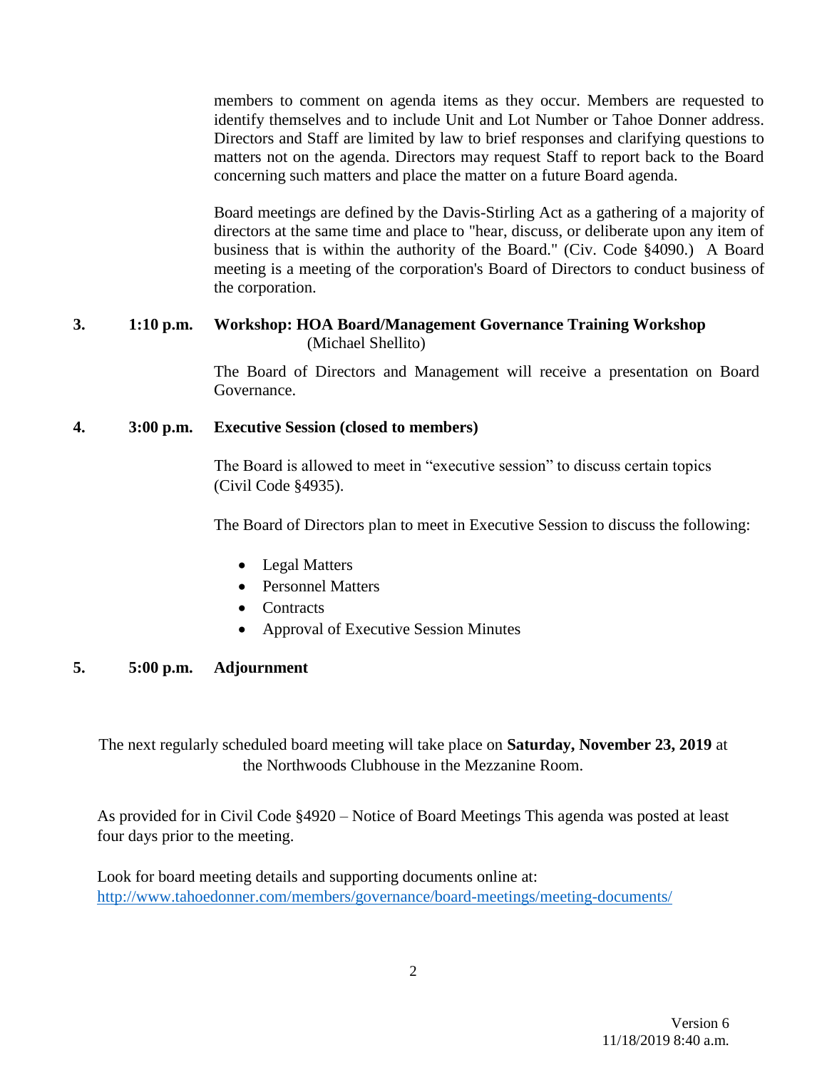members to comment on agenda items as they occur. Members are requested to identify themselves and to include Unit and Lot Number or Tahoe Donner address. Directors and Staff are limited by law to brief responses and clarifying questions to matters not on the agenda. Directors may request Staff to report back to the Board concerning such matters and place the matter on a future Board agenda.

Board meetings are defined by the Davis-Stirling Act as a gathering of a majority of directors at the same time and place to "hear, discuss, or deliberate upon any item of business that is within the authority of the Board." (Civ. Code §4090.) A Board meeting is a meeting of the corporation's Board of Directors to conduct business of the corporation.

**3. 1:10 p.m. Workshop: HOA Board/Management Governance Training Workshop**
(Michael Shellito)

The Board of Directors and Management will receive a presentation on Board Governance.

**4. 3:00 p.m. Executive Session (closed to members)**

The Board is allowed to meet in "executive session" to discuss certain topics (Civil Code §4935).

The Board of Directors plan to meet in Executive Session to discuss the following:

- Legal Matters
- Personnel Matters
- Contracts
- Approval of Executive Session Minutes

**5. 5:00 p.m. Adjournment**

The next regularly scheduled board meeting will take place on **Saturday, November 23, 2019** at the Northwoods Clubhouse in the Mezzanine Room.

As provided for in Civil Code §4920 – Notice of Board Meetings This agenda was posted at least four days prior to the meeting.

Look for board meeting details and supporting documents online at:
http://www.tahoedonner.com/members/governance/board-meetings/meeting-documents/

Version 6
11/18/2019 8:40 a.m.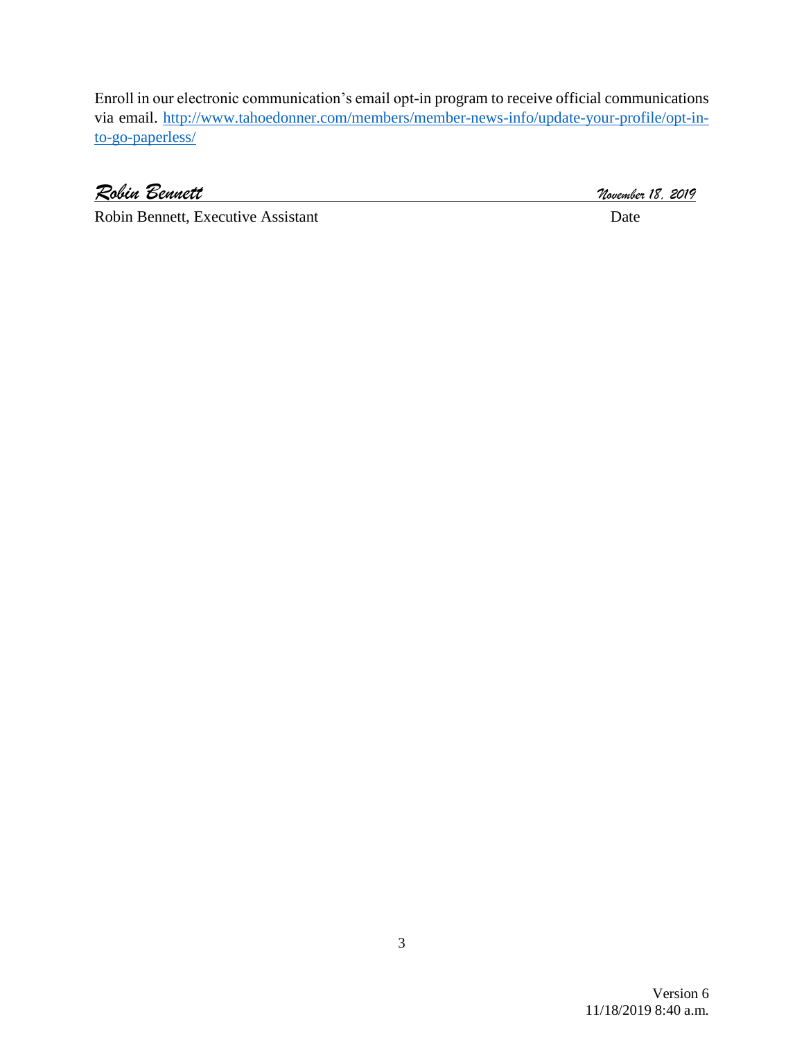Enroll in our electronic communication's email opt-in program to receive official communications via email. [http://www.tahoedonner.com/members/member-news-info/update-your-profile/opt-in-to-go-paperless/](http://www.tahoedonner.com/members/member-news-info/update-your-profile/opt-in-to-go-paperless/)

*Robin Bennett* *November 18, 2019*

Robin Bennett, Executive Assistant Date

Version 6
11/18/2019 8:40 a.m.